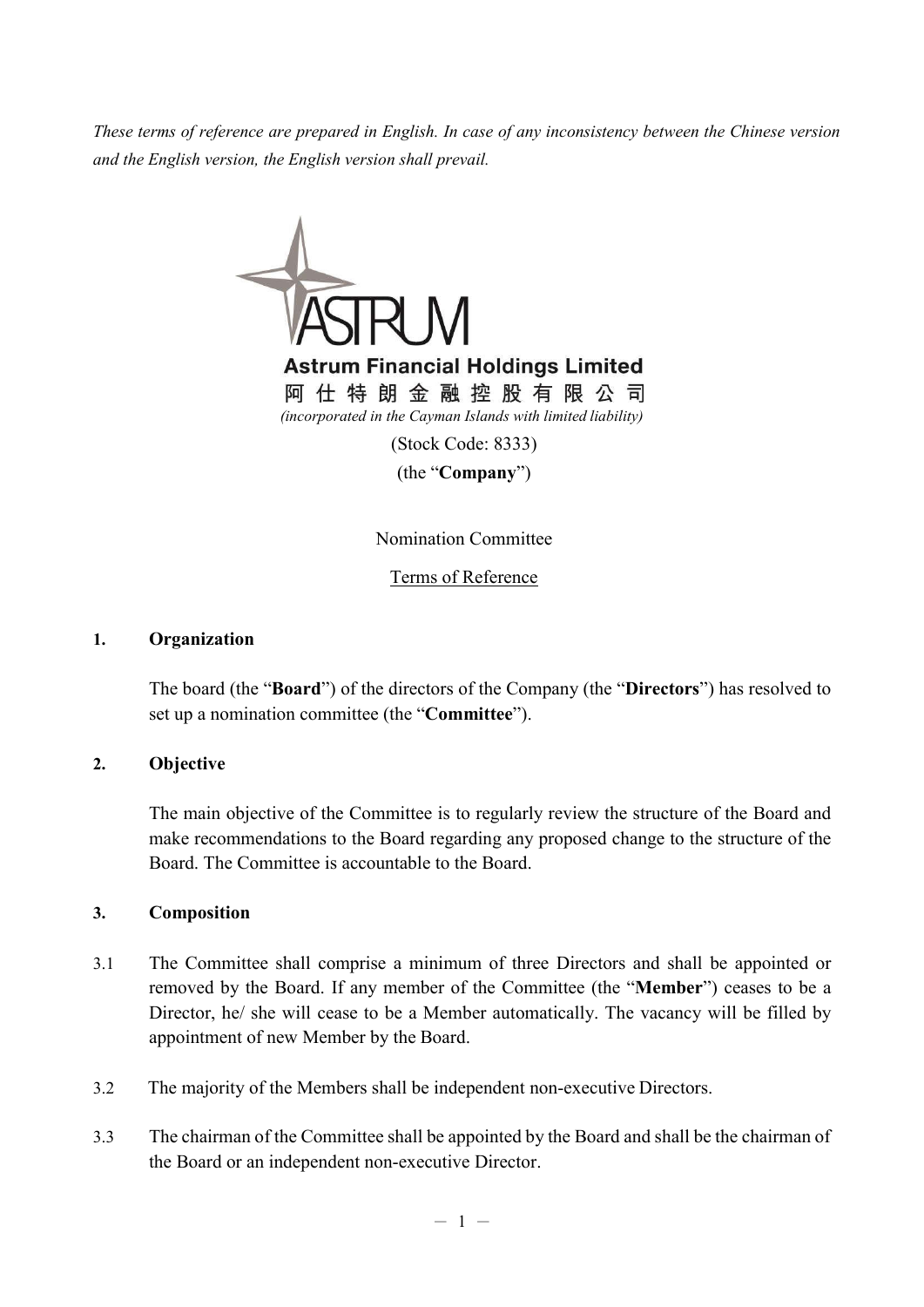*These terms of reference are prepared in English. In case of any inconsistency between the Chinese version and the English version, the English version shall prevail.*

**Astrum Financial Holdings Limited**

**阿仕特朗金融控股有限公司**

*(incorporated in the Cayman Islands with limited liability)*

(Stock Code: 8333)

(the "**Company**")

Nomination Committee

Terms of Reference

**1. Organization**

The board (the "**Board**") of the directors of the Company (the "**Directors**") has resolved to set up a nomination committee (the "**Committee**").

**2. Objective**

The main objective of the Committee is to regularly review the structure of the Board and make recommendations to the Board regarding any proposed change to the structure of the Board. The Committee is accountable to the Board.

**3. Composition**

3.1 The Committee shall comprise a minimum of three Directors and shall be appointed or removed by the Board. If any member of the Committee (the "**Member**") ceases to be a Director, he/ she will cease to be a Member automatically. The vacancy will be filled by appointment of new Member by the Board.

3.2 The majority of the Members shall be independent non-executive Directors.

3.3 The chairman of the Committee shall be appointed by the Board and shall be the chairman of the Board or an independent non-executive Director.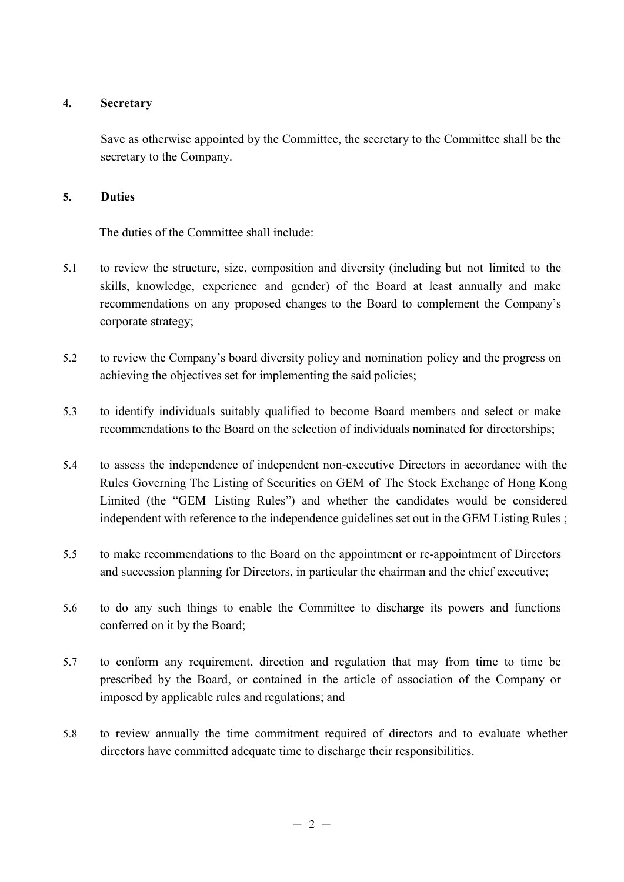## 4. Secretary

Save as otherwise appointed by the Committee, the secretary to the Committee shall be the secretary to the Company.

## 5. Duties

The duties of the Committee shall include:

5.1 to review the structure, size, composition and diversity (including but not limited to the skills, knowledge, experience and gender) of the Board at least annually and make recommendations on any proposed changes to the Board to complement the Company's corporate strategy;

5.2 to review the Company's board diversity policy and nomination policy and the progress on achieving the objectives set for implementing the said policies;

5.3 to identify individuals suitably qualified to become Board members and select or make recommendations to the Board on the selection of individuals nominated for directorships;

5.4 to assess the independence of independent non-executive Directors in accordance with the Rules Governing The Listing of Securities on GEM of The Stock Exchange of Hong Kong Limited (the "GEM Listing Rules") and whether the candidates would be considered independent with reference to the independence guidelines set out in the GEM Listing Rules ;

5.5 to make recommendations to the Board on the appointment or re-appointment of Directors and succession planning for Directors, in particular the chairman and the chief executive;

5.6 to do any such things to enable the Committee to discharge its powers and functions conferred on it by the Board;

5.7 to conform any requirement, direction and regulation that may from time to time be prescribed by the Board, or contained in the article of association of the Company or imposed by applicable rules and regulations; and

5.8 to review annually the time commitment required of directors and to evaluate whether directors have committed adequate time to discharge their responsibilities.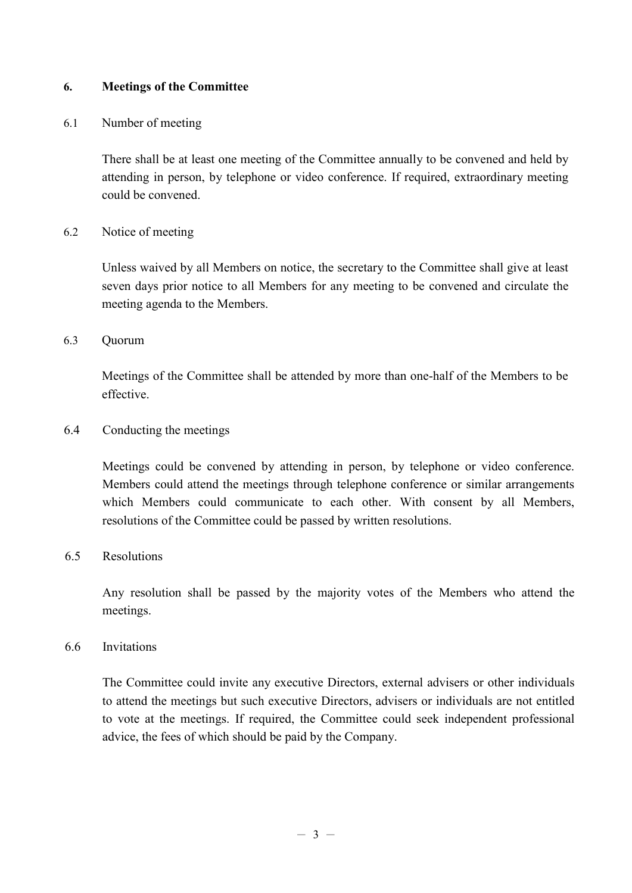## 6. Meetings of the Committee

### 6.1 Number of meeting

There shall be at least one meeting of the Committee annually to be convened and held by attending in person, by telephone or video conference. If required, extraordinary meeting could be convened.

### 6.2 Notice of meeting

Unless waived by all Members on notice, the secretary to the Committee shall give at least seven days prior notice to all Members for any meeting to be convened and circulate the meeting agenda to the Members.

### 6.3 Quorum

Meetings of the Committee shall be attended by more than one-half of the Members to be effective.

### 6.4 Conducting the meetings

Meetings could be convened by attending in person, by telephone or video conference. Members could attend the meetings through telephone conference or similar arrangements which Members could communicate to each other. With consent by all Members, resolutions of the Committee could be passed by written resolutions.

### 6.5 Resolutions

Any resolution shall be passed by the majority votes of the Members who attend the meetings.

### 6.6 Invitations

The Committee could invite any executive Directors, external advisers or other individuals to attend the meetings but such executive Directors, advisers or individuals are not entitled to vote at the meetings. If required, the Committee could seek independent professional advice, the fees of which should be paid by the Company.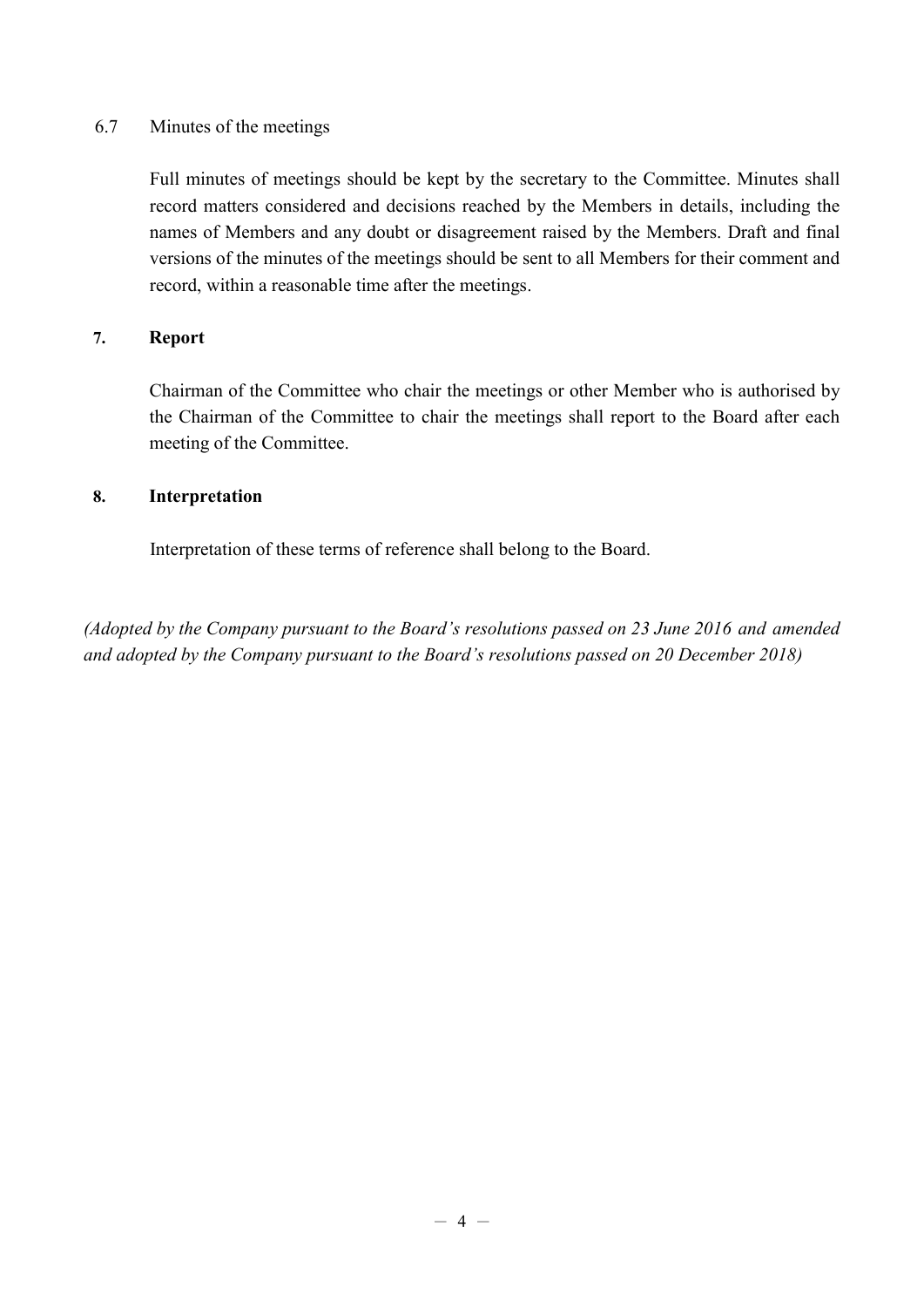6.7 Minutes of the meetings

Full minutes of meetings should be kept by the secretary to the Committee. Minutes shall record matters considered and decisions reached by the Members in details, including the names of Members and any doubt or disagreement raised by the Members. Draft and final versions of the minutes of the meetings should be sent to all Members for their comment and record, within a reasonable time after the meetings.

## 7. Report

Chairman of the Committee who chair the meetings or other Member who is authorised by the Chairman of the Committee to chair the meetings shall report to the Board after each meeting of the Committee.

## 8. Interpretation

Interpretation of these terms of reference shall belong to the Board.

*(Adopted by the Company pursuant to the Board's resolutions passed on 23 June 2016 and amended and adopted by the Company pursuant to the Board's resolutions passed on 20 December 2018)*